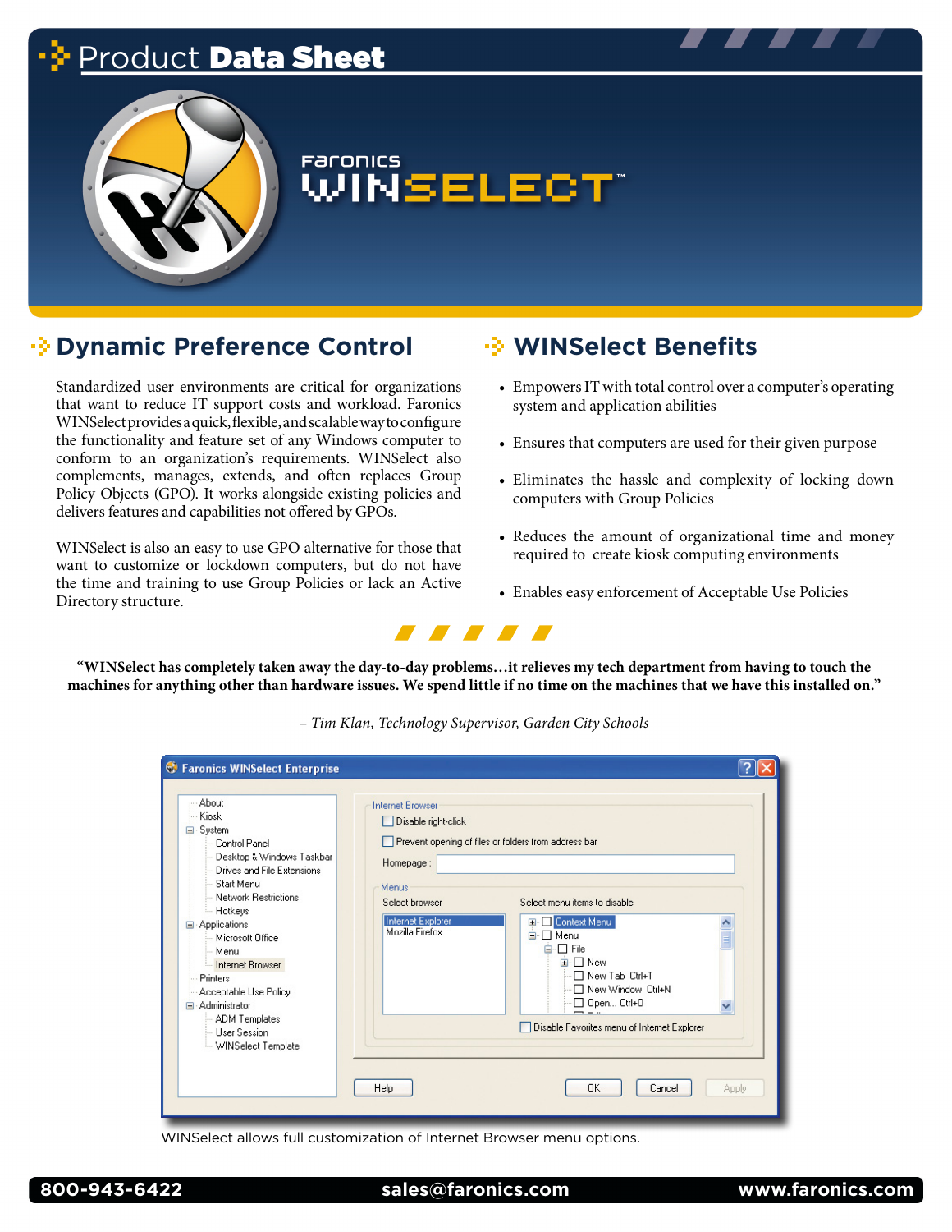# Product Data Sheet

Faronics WINSELECT™

## Dynamic Preference Control

Standardized user environments are critical for organizations that want to reduce IT support costs and workload. Faronics WINSelect provides a quick, flexible, and scalable way to configure the functionality and feature set of any Windows computer to conform to an organization's requirements. WINSelect also complements, manages, extends, and often replaces Group Policy Objects (GPO). It works alongside existing policies and delivers features and capabilities not offered by GPOs.

WINSelect is also an easy to use GPO alternative for those that want to customize or lockdown computers, but do not have the time and training to use Group Policies or lack an Active Directory structure.

## WINSelect Benefits

- Empowers IT with total control over a computer's operating system and application abilities
- Ensures that computers are used for their given purpose
- Eliminates the hassle and complexity of locking down computers with Group Policies
- Reduces the amount of organizational time and money required to create kiosk computing environments
- Enables easy enforcement of Acceptable Use Policies

**"WINSelect has completely taken away the day-to-day problems…it relieves my tech department from having to touch the machines for anything other than hardware issues. We spend little if no time on the machines that we have this installed on."**

*– Tim Klan, Technology Supervisor, Garden City Schools*

WINSelect allows full customization of Internet Browser menu options.

800-943-6422 sales@faronics.com www.faronics.com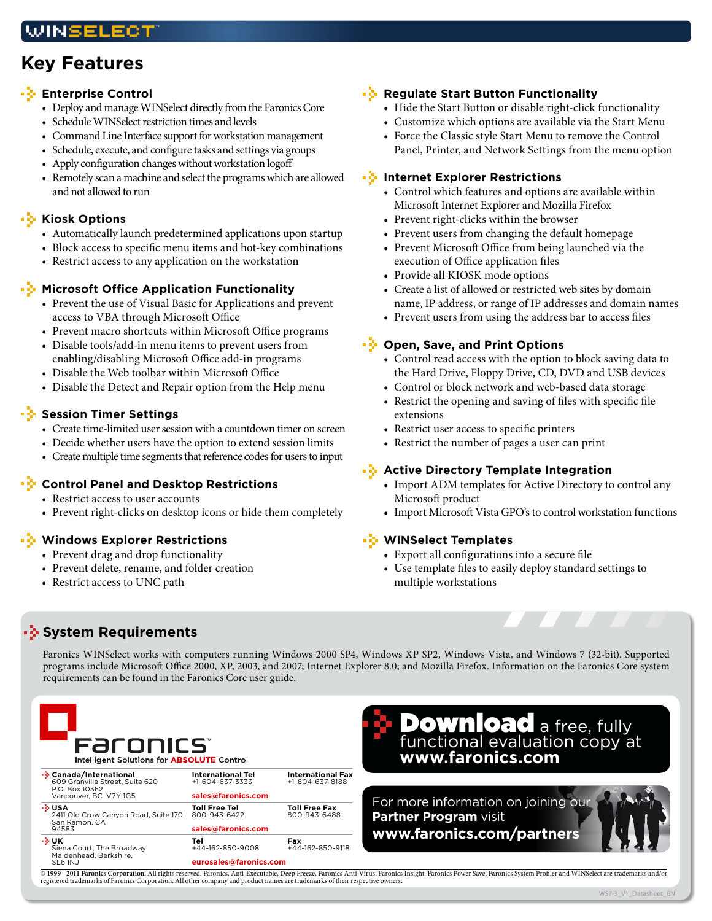# Key Features

### Enterprise Control

- Deploy and manage WINSelect directly from the Faronics Core
- Schedule WINSelect restriction times and levels
- Command Line Interface support for workstation management
- Schedule, execute, and configure tasks and settings via groups
- Apply configuration changes without workstation logoff
- Remotely scan a machine and select the programs which are allowed and not allowed to run

### Kiosk Options

- Automatically launch predetermined applications upon startup
- Block access to specific menu items and hot-key combinations
- Restrict access to any application on the workstation

### Microsoft Office Application Functionality

- Prevent the use of Visual Basic for Applications and prevent access to VBA through Microsoft Office
- Prevent macro shortcuts within Microsoft Office programs
- Disable tools/add-in menu items to prevent users from enabling/disabling Microsoft Office add-in programs
- Disable the Web toolbar within Microsoft Office
- Disable the Detect and Repair option from the Help menu

### Session Timer Settings

- Create time-limited user session with a countdown timer on screen
- Decide whether users have the option to extend session limits
- Create multiple time segments that reference codes for users to input

### Control Panel and Desktop Restrictions

- Restrict access to user accounts
- Prevent right-clicks on desktop icons or hide them completely

### Windows Explorer Restrictions

- Prevent drag and drop functionality
- Prevent delete, rename, and folder creation
- Restrict access to UNC path

### Regulate Start Button Functionality

- Hide the Start Button or disable right-click functionality
- Customize which options are available via the Start Menu
- Force the Classic style Start Menu to remove the Control Panel, Printer, and Network Settings from the menu option

### Internet Explorer Restrictions

- Control which features and options are available within Microsoft Internet Explorer and Mozilla Firefox
- Prevent right-clicks within the browser
- Prevent users from changing the default homepage
- Prevent Microsoft Office from being launched via the execution of Office application files
- Provide all KIOSK mode options
- Create a list of allowed or restricted web sites by domain name, IP address, or range of IP addresses and domain names
- Prevent users from using the address bar to access files

### Open, Save, and Print Options

- Control read access with the option to block saving data to the Hard Drive, Floppy Drive, CD, DVD and USB devices
- Control or block network and web-based data storage
- Restrict the opening and saving of files with specific file extensions
- Restrict user access to specific printers
- Restrict the number of pages a user can print

### Active Directory Template Integration

- Import ADM templates for Active Directory to control any Microsoft product
- Import Microsoft Vista GPO's to control workstation functions

### WINSelect Templates

- Export all configurations into a secure file
- Use template files to easily deploy standard settings to multiple workstations

## System Requirements

Faronics WINSelect works with computers running Windows 2000 SP4, Windows XP SP2, Windows Vista, and Windows 7 (32-bit). Supported programs include Microsoft Office 2000, XP, 2003, and 2007; Internet Explorer 8.0; and Mozilla Firefox. Information on the Faronics Core system requirements can be found in the Faronics Core user guide.

Faronics™
Intelligent Solutions for ABSOLUTE Control

| | | |
|---|---|---|
| **Canada/International** 609 Granville Street, Suite 620 P.O. Box 10362 Vancouver, BC V7Y 1G5 | **International Tel** +1-604-637-3333 sales@faronics.com | **International Fax** +1-604-637-8188 |
| **USA** 2411 Old Crow Canyon Road, Suite 170 San Ramon, CA 94583 | **Toll Free Tel** 800-943-6422 sales@faronics.com | **Toll Free Fax** 800-943-6488 |
| **UK** Siena Court, The Broadway Maidenhead, Berkshire, SL6 1NJ | **Tel** +44-162-850-9008 eurosales@faronics.com | **Fax** +44-162-850-9118 |

**Download** a free, fully functional evaluation copy at **www.faronics.com**

For more information on joining our **Partner Program** visit **www.faronics.com/partners**

**© 1999 - 2011 Faronics Corporation.** All rights reserved. Faronics, Anti-Executable, Deep Freeze, Faronics Anti-Virus, Faronics Insight, Faronics Power Save, Faronics System Profiler and WINSelect are trademarks and/or registered trademarks of Faronics Corporation. All other company and product names are trademarks of their respective owners.

WS7-3_V1_Datasheet_EN